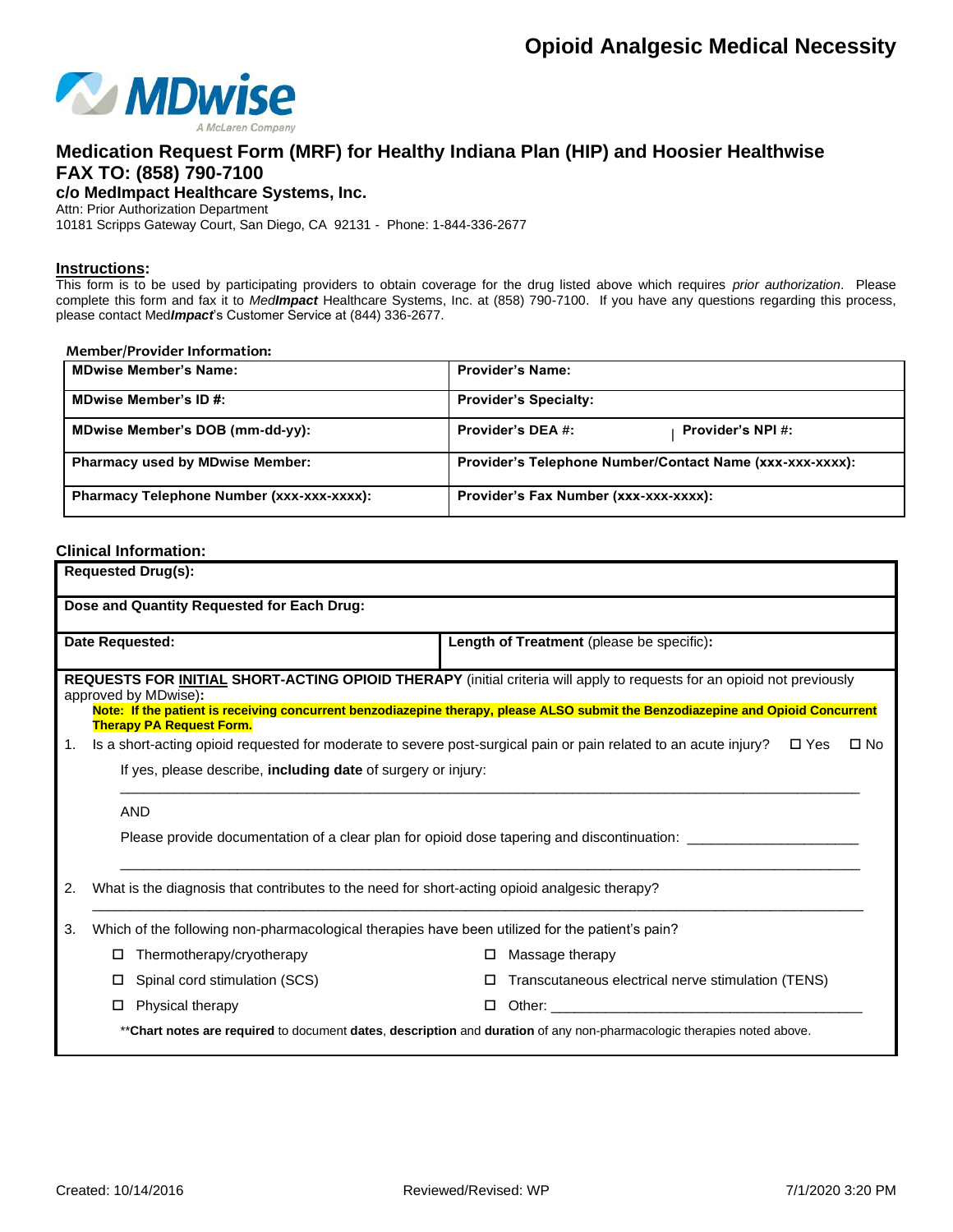# Opioid Analgesic Medical Necessity

MDwise
A McLaren Company

## Medication Request Form (MRF) for Healthy Indiana Plan (HIP) and Hoosier Healthwise

## FAX TO: (858) 790-7100

### c/o MedImpact Healthcare Systems, Inc.

Attn: Prior Authorization Department
10181 Scripps Gateway Court, San Diego, CA 92131 - Phone: 1-844-336-2677

**Instructions:**
This form is to be used by participating providers to obtain coverage for the drug listed above which requires *prior authorization*. Please complete this form and fax it to Med***Impact*** Healthcare Systems, Inc. at (858) 790-7100. If you have any questions regarding this process, please contact Med***Impact***'s Customer Service at (844) 336-2677.

**Member/Provider Information:**

| | |
|---|---|
| **MDwise Member's Name:** | **Provider's Name:** |
| **MDwise Member's ID #:** | **Provider's Specialty:** |
| **MDwise Member's DOB (mm-dd-yy):** | **Provider's DEA #:** &nbsp;&nbsp;&nbsp;&nbsp; **Provider's NPI #:** |
| **Pharmacy used by MDwise Member:** | **Provider's Telephone Number/Contact Name (xxx-xxx-xxxx):** |
| **Pharmacy Telephone Number (xxx-xxx-xxxx):** | **Provider's Fax Number (xxx-xxx-xxxx):** |

**Clinical Information:**

| | |
|---|---|
| **Requested Drug(s):** | |
| **Dose and Quantity Requested for Each Drug:** | |
| **Date Requested:** | **Length of Treatment** (please be specific)**:** |

**REQUESTS FOR INITIAL SHORT-ACTING OPIOID THERAPY** (initial criteria will apply to requests for an opioid not previously approved by MDwise)**:**

**Note: If the patient is receiving concurrent benzodiazepine therapy, please ALSO submit the Benzodiazepine and Opioid Concurrent Therapy PA Request Form.**

1. Is a short-acting opioid requested for moderate to severe post-surgical pain or pain related to an acute injury? ☐ Yes ☐ No

   If yes, please describe, **including date** of surgery or injury:

   ______________________________________________________________________

   AND

   Please provide documentation of a clear plan for opioid dose tapering and discontinuation: ____________________

   ______________________________________________________________________

2. What is the diagnosis that contributes to the need for short-acting opioid analgesic therapy?

   ______________________________________________________________________

3. Which of the following non-pharmacological therapies have been utilized for the patient's pain?

   - ☐ Thermotherapy/cryotherapy
   - ☐ Massage therapy
   - ☐ Spinal cord stimulation (SCS)
   - ☐ Transcutaneous electrical nerve stimulation (TENS)
   - ☐ Physical therapy
   - ☐ Other: ________________________________

   ****Chart notes are required** to document **dates**, **description** and **duration** of any non-pharmacologic therapies noted above.

Created: 10/14/2016 &nbsp;&nbsp;&nbsp;&nbsp; Reviewed/Revised: WP &nbsp;&nbsp;&nbsp;&nbsp; 7/1/2020 3:20 PM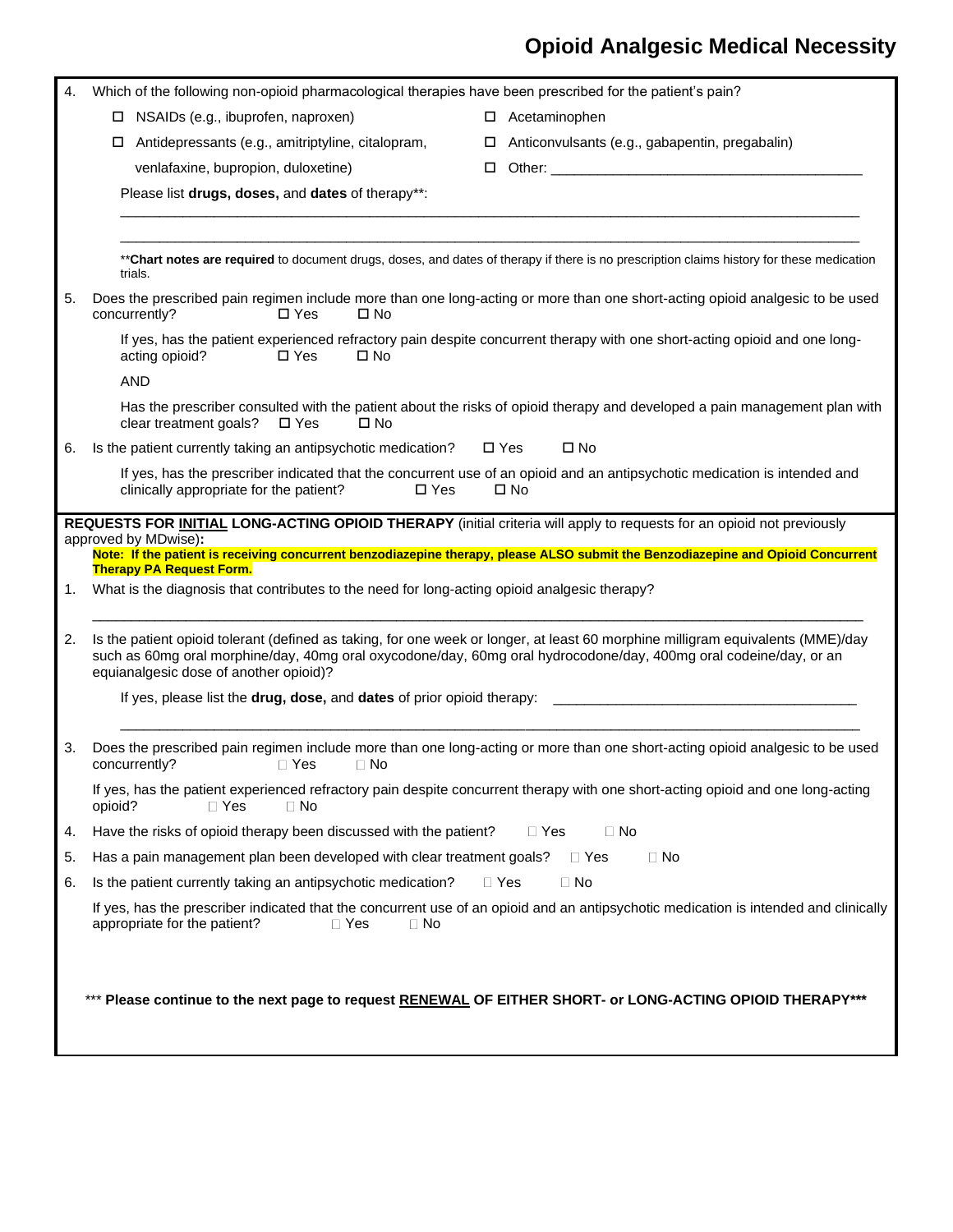# Opioid Analgesic Medical Necessity

4. Which of the following non-opioid pharmacological therapies have been prescribed for the patient's pain?

   ☐ NSAIDs (e.g., ibuprofen, naproxen)
   ☐ Acetaminophen
   ☐ Antidepressants (e.g., amitriptyline, citalopram, venlafaxine, bupropion, duloxetine)
   ☐ Anticonvulsants (e.g., gabapentin, pregabalin)
   ☐ Other: ________________________________________

   Please list **drugs, doses,** and **dates** of therapy**:

   ________________________________________________________________________________________________

   ________________________________________________________________________________________________

   ****Chart notes are required** to document drugs, doses, and dates of therapy if there is no prescription claims history for these medication trials.

5. Does the prescribed pain regimen include more than one long-acting or more than one short-acting opioid analgesic to be used concurrently? ☐ Yes ☐ No

   If yes, has the patient experienced refractory pain despite concurrent therapy with one short-acting opioid and one long-acting opioid? ☐ Yes ☐ No

   AND

   Has the prescriber consulted with the patient about the risks of opioid therapy and developed a pain management plan with clear treatment goals? ☐ Yes ☐ No

6. Is the patient currently taking an antipsychotic medication? ☐ Yes ☐ No

   If yes, has the prescriber indicated that the concurrent use of an opioid and an antipsychotic medication is intended and clinically appropriate for the patient? ☐ Yes ☐ No

**REQUESTS FOR INITIAL LONG-ACTING OPIOID THERAPY** (initial criteria will apply to requests for an opioid not previously approved by MDwise)**:**

**Note: If the patient is receiving concurrent benzodiazepine therapy, please ALSO submit the Benzodiazepine and Opioid Concurrent Therapy PA Request Form.**

1. What is the diagnosis that contributes to the need for long-acting opioid analgesic therapy?

   ________________________________________________________________________________________________

2. Is the patient opioid tolerant (defined as taking, for one week or longer, at least 60 morphine milligram equivalents (MME)/day such as 60mg oral morphine/day, 40mg oral oxycodone/day, 60mg oral hydrocodone/day, 400mg oral codeine/day, or an equianalgesic dose of another opioid)?

   If yes, please list the **drug, dose,** and **dates** of prior opioid therapy: ________________________________________

   ________________________________________________________________________________________________

3. Does the prescribed pain regimen include more than one long-acting or more than one short-acting opioid analgesic to be used concurrently? ☐ Yes ☐ No

   If yes, has the patient experienced refractory pain despite concurrent therapy with one short-acting opioid and one long-acting opioid? ☐ Yes ☐ No

4. Have the risks of opioid therapy been discussed with the patient? ☐ Yes ☐ No

5. Has a pain management plan been developed with clear treatment goals? ☐ Yes ☐ No

6. Is the patient currently taking an antipsychotic medication? ☐ Yes ☐ No

   If yes, has the prescriber indicated that the concurrent use of an opioid and an antipsychotic medication is intended and clinically appropriate for the patient? ☐ Yes ☐ No

*** **Please continue to the next page to request RENEWAL OF EITHER SHORT- or LONG-ACTING OPIOID THERAPY*****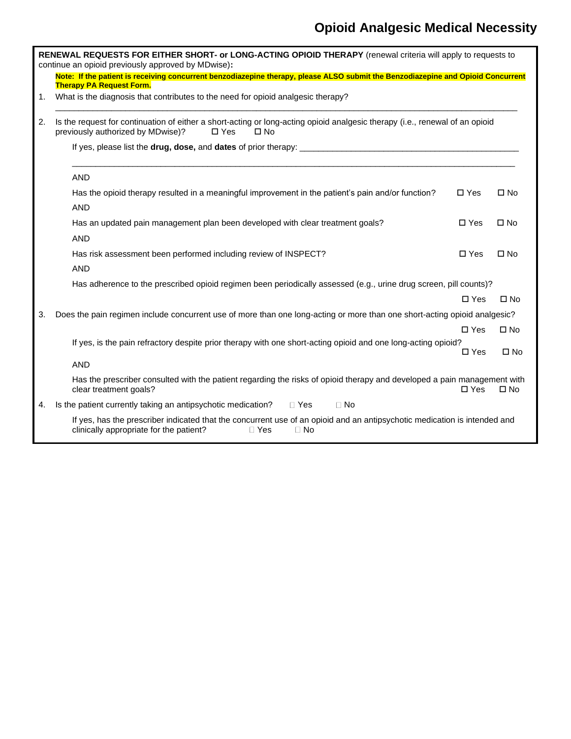# Opioid Analgesic Medical Necessity

**RENEWAL REQUESTS FOR EITHER SHORT- or LONG-ACTING OPIOID THERAPY** (renewal criteria will apply to requests to continue an opioid previously approved by MDwise)**:**

**Note: If the patient is receiving concurrent benzodiazepine therapy, please ALSO submit the Benzodiazepine and Opioid Concurrent Therapy PA Request Form.**

1. What is the diagnosis that contributes to the need for opioid analgesic therapy?

   ______________________________________________________________________________________________

2. Is the request for continuation of either a short-acting or long-acting opioid analgesic therapy (i.e., renewal of an opioid previously authorized by MDwise)? ☐ Yes ☐ No

   If yes, please list the **drug, dose,** and **dates** of prior therapy: ________________________________________________

   ______________________________________________________________________________________________

   AND

   Has the opioid therapy resulted in a meaningful improvement in the patient's pain and/or function? ☐ Yes ☐ No

   AND

   Has an updated pain management plan been developed with clear treatment goals? ☐ Yes ☐ No

   AND

   Has risk assessment been performed including review of INSPECT? ☐ Yes ☐ No

   AND

   Has adherence to the prescribed opioid regimen been periodically assessed (e.g., urine drug screen, pill counts)?

   ☐ Yes ☐ No

3. Does the pain regimen include concurrent use of more than one long-acting or more than one short-acting opioid analgesic?

   ☐ Yes ☐ No

   If yes, is the pain refractory despite prior therapy with one short-acting opioid and one long-acting opioid? ☐ Yes ☐ No

   AND

   Has the prescriber consulted with the patient regarding the risks of opioid therapy and developed a pain management with clear treatment goals? ☐ Yes ☐ No

4. Is the patient currently taking an antipsychotic medication? ☐ Yes ☐ No

   If yes, has the prescriber indicated that the concurrent use of an opioid and an antipsychotic medication is intended and clinically appropriate for the patient? ☐ Yes ☐ No